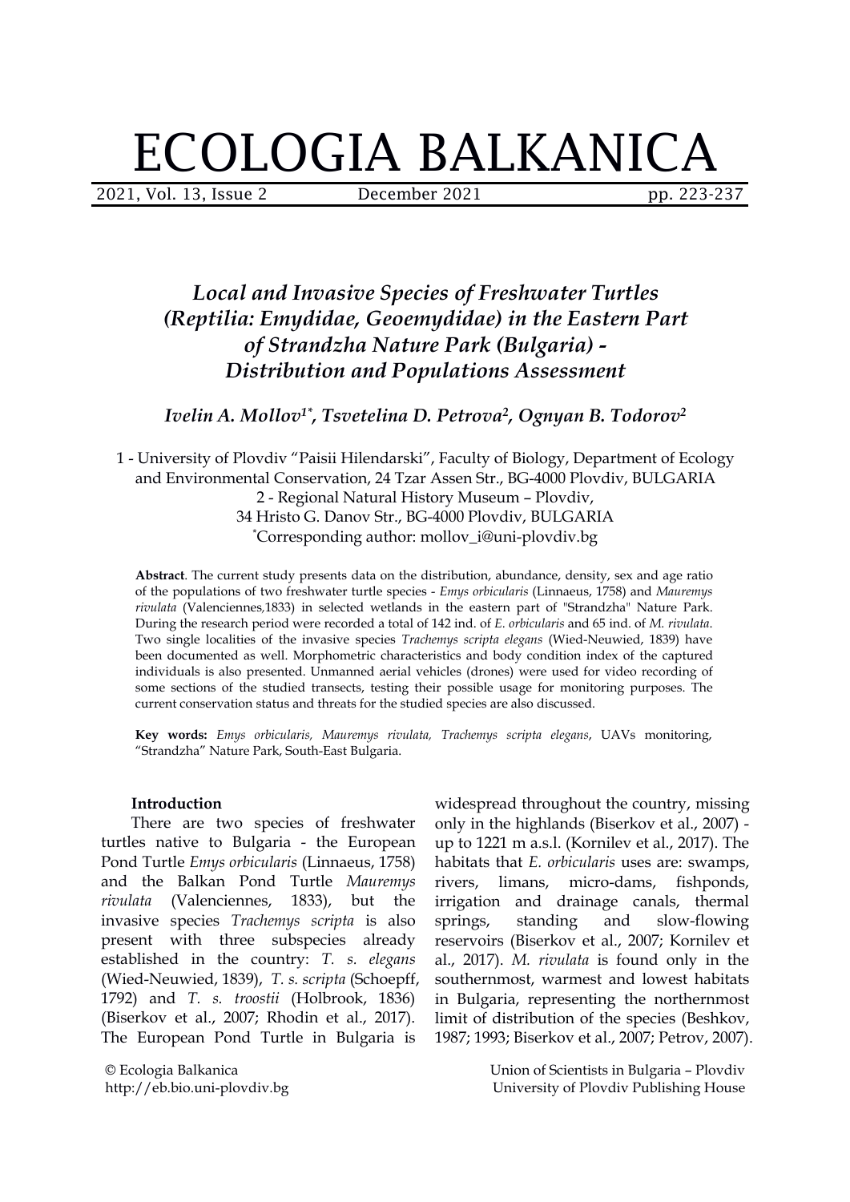# ECOLOGIA BALKANICA

## *Local and Invasive Species of Freshwater Turtles (Reptilia: Emydidae, Geoemydidae) in the Eastern Part of Strandzha Nature Park (Bulgaria) - Distribution and Populations Assessment*

***Ivelin A. Mollov[1*], Tsvetelina D. Petrova[2], Ognyan B. Todorov[2]***

1 - University of Plovdiv "Paisii Hilendarski", Faculty of Biology, Department of Ecology and Environmental Conservation, 24 Tzar Assen Str., BG-4000 Plovdiv, BULGARIA
2 - Regional Natural History Museum – Plovdiv, 34 Hristo G. Danov Str., BG-4000 Plovdiv, BULGARIA
[*]Corresponding author: mollov_i@uni-plovdiv.bg

**Abstract**. The current study presents data on the distribution, abundance, density, sex and age ratio of the populations of two freshwater turtle species - *Emys orbicularis* (Linnaeus, 1758) and *Mauremys rivulata* (Valenciennes,1833) in selected wetlands in the eastern part of "Strandzha" Nature Park. During the research period were recorded a total of 142 ind. of *E. orbicularis* and 65 ind. of *M. rivulata.* Two single localities of the invasive species *Trachemys scripta elegans* (Wied-Neuwied, 1839) have been documented as well. Morphometric characteristics and body condition index of the captured individuals is also presented. Unmanned aerial vehicles (drones) were used for video recording of some sections of the studied transects, testing their possible usage for monitoring purposes. The current conservation status and threats for the studied species are also discussed.

**Key words:** *Emys orbicularis, Mauremys rivulata, Trachemys scripta elegans*, UAVs monitoring, "Strandzha" Nature Park, South-East Bulgaria.

### Introduction

There are two species of freshwater turtles native to Bulgaria - the European Pond Turtle *Emys orbicularis* (Linnaeus, 1758) and the Balkan Pond Turtle *Mauremys rivulata* (Valenciennes, 1833), but the invasive species *Trachemys scripta* is also present with three subspecies already established in the country: *T. s. elegans* (Wied-Neuwied, 1839), *T. s. scripta* (Schoepff, 1792) and *T. s. troostii* (Holbrook, 1836) (Biserkov et al., 2007; Rhodin et al., 2017). The European Pond Turtle in Bulgaria is widespread throughout the country, missing only in the highlands (Biserkov et al., 2007) - up to 1221 m a.s.l. (Kornilev et al., 2017). The habitats that *E. orbicularis* uses are: swamps, rivers, limans, micro-dams, fishponds, irrigation and drainage canals, thermal springs, standing and slow-flowing reservoirs (Biserkov et al., 2007; Kornilev et al., 2017). *M. rivulata* is found only in the southernmost, warmest and lowest habitats in Bulgaria, representing the northernmost limit of distribution of the species (Beshkov, 1987; 1993; Biserkov et al., 2007; Petrov, 2007).

© Ecologia Balkanica
http://eb.bio.uni-plovdiv.bg

Union of Scientists in Bulgaria – Plovdiv
University of Plovdiv Publishing House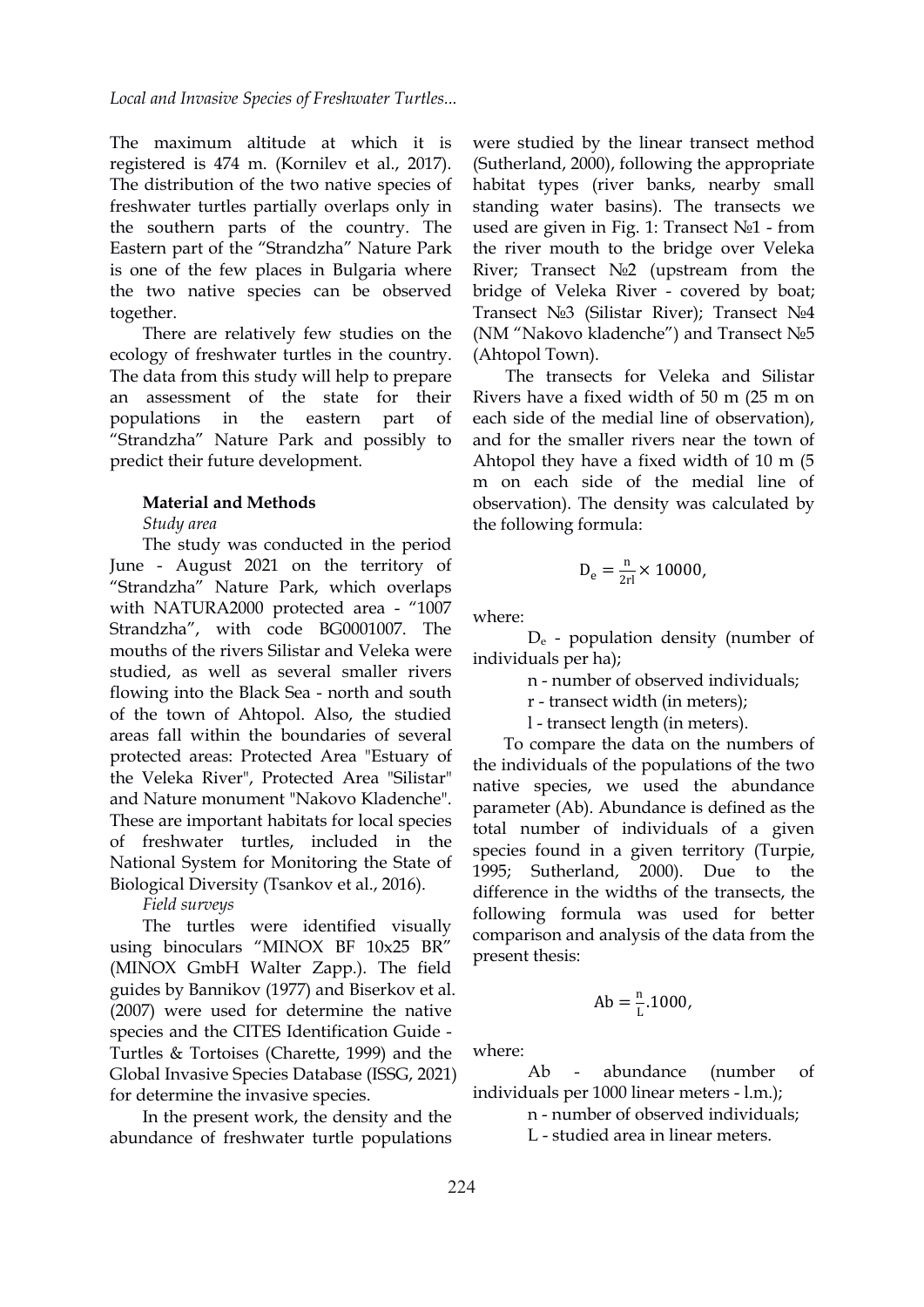The maximum altitude at which it is registered is 474 m. (Kornilev et al., 2017). The distribution of the two native species of freshwater turtles partially overlaps only in the southern parts of the country. The Eastern part of the "Strandzha" Nature Park is one of the few places in Bulgaria where the two native species can be observed together.

There are relatively few studies on the ecology of freshwater turtles in the country. The data from this study will help to prepare an assessment of the state for their populations in the eastern part of "Strandzha" Nature Park and possibly to predict their future development.

## Material and Methods

*Study area*

The study was conducted in the period June - August 2021 on the territory of "Strandzha" Nature Park, which overlaps with NATURA2000 protected area - "1007 Strandzha", with code BG0001007. The mouths of the rivers Silistar and Veleka were studied, as well as several smaller rivers flowing into the Black Sea - north and south of the town of Ahtopol. Also, the studied areas fall within the boundaries of several protected areas: Protected Area "Estuary of the Veleka River", Protected Area "Silistar" and Nature monument "Nakovo Kladenche". These are important habitats for local species of freshwater turtles, included in the National System for Monitoring the State of Biological Diversity (Tsankov et al., 2016).

*Field surveys*

The turtles were identified visually using binoculars "MINOX BF 10x25 BR" (MINOX GmbH Walter Zapp.). The field guides by Bannikov (1977) and Biserkov et al. (2007) were used for determine the native species and the CITES Identification Guide - Turtles & Tortoises (Charette, 1999) and the Global Invasive Species Database (ISSG, 2021) for determine the invasive species.

In the present work, the density and the abundance of freshwater turtle populations were studied by the linear transect method (Sutherland, 2000), following the appropriate habitat types (river banks, nearby small standing water basins). The transects we used are given in Fig. 1: Transect №1 - from the river mouth to the bridge over Veleka River; Transect №2 (upstream from the bridge of Veleka River - covered by boat; Transect №3 (Silistar River); Transect №4 (NM "Nakovo kladenche") and Transect №5 (Ahtopol Town).

The transects for Veleka and Silistar Rivers have a fixed width of 50 m (25 m on each side of the medial line of observation), and for the smaller rivers near the town of Ahtopol they have a fixed width of 10 m (5 m on each side of the medial line of observation). The density was calculated by the following formula:

$$D_e = \frac{n}{2rl} \times 10000,$$

where:

$D_e$ - population density (number of individuals per ha);

n - number of observed individuals;

r - transect width (in meters);

l - transect length (in meters).

To compare the data on the numbers of the individuals of the populations of the two native species, we used the abundance parameter (Ab). Abundance is defined as the total number of individuals of a given species found in a given territory (Turpie, 1995; Sutherland, 2000). Due to the difference in the widths of the transects, the following formula was used for better comparison and analysis of the data from the present thesis:

$$Ab = \frac{n}{L}.1000,$$

where:

Ab - abundance (number of individuals per 1000 linear meters - l.m.);

n - number of observed individuals;

L - studied area in linear meters.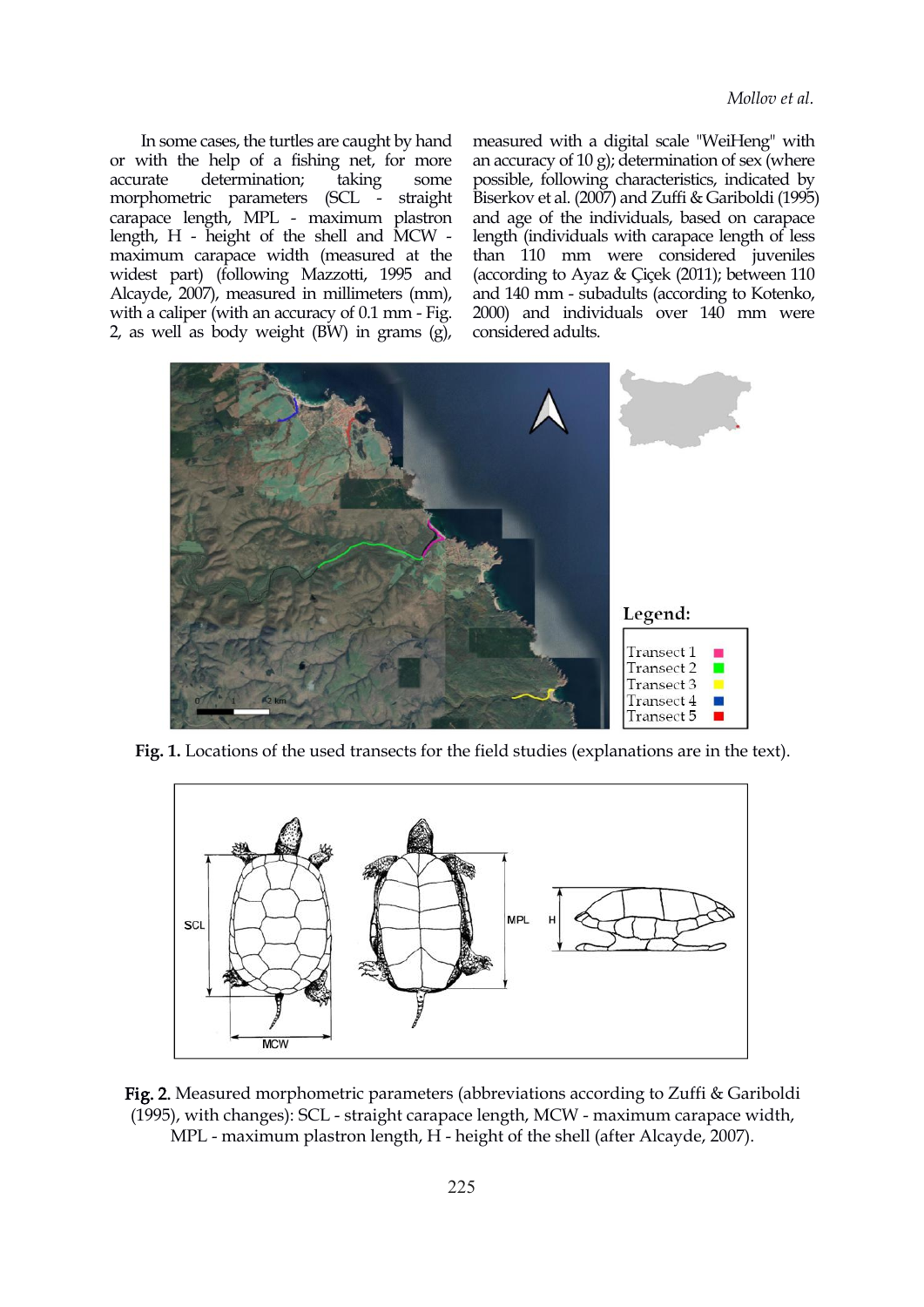In some cases, the turtles are caught by hand or with the help of a fishing net, for more accurate determination; taking some morphometric parameters (SCL - straight carapace length, MPL - maximum plastron length, H - height of the shell and MCW - maximum carapace width (measured at the widest part) (following Mazzotti, 1995 and Alcayde, 2007), measured in millimeters (mm), with a caliper (with an accuracy of 0.1 mm - Fig. 2, as well as body weight (BW) in grams (g), measured with a digital scale "WeiHeng" with an accuracy of 10 g); determination of sex (where possible, following characteristics, indicated by Biserkov et al. (2007) and Zuffi & Gariboldi (1995) and age of the individuals, based on carapace length (individuals with carapace length of less than 110 mm were considered juveniles (according to Ayaz & Çiçek (2011); between 110 and 140 mm - subadults (according to Kotenko, 2000) and individuals over 140 mm were considered adults.

**Fig. 1.** Locations of the used transects for the field studies (explanations are in the text).

**Fig. 2.** Measured morphometric parameters (abbreviations according to Zuffi & Gariboldi (1995), with changes): SCL - straight carapace length, MCW - maximum carapace width, MPL - maximum plastron length, H - height of the shell (after Alcayde, 2007).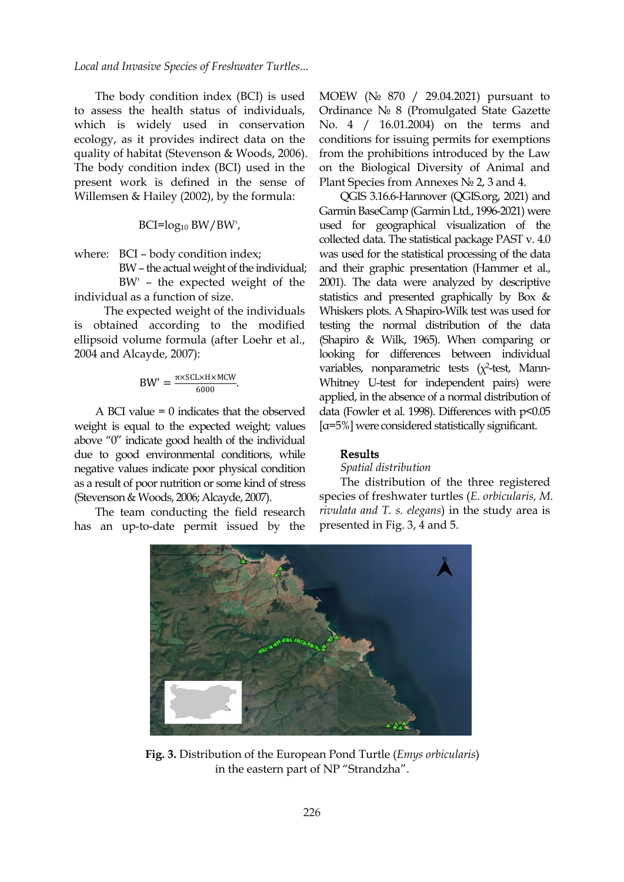The body condition index (BCI) is used to assess the health status of individuals, which is widely used in conservation ecology, as it provides indirect data on the quality of habitat (Stevenson & Woods, 2006). The body condition index (BCI) used in the present work is defined in the sense of Willemsen & Hailey (2002), by the formula:

$$BCI = \log_{10} BW/BW',$$

where: BCI – body condition index;
BW – the actual weight of the individual;
BW' – the expected weight of the individual as a function of size.

The expected weight of the individuals is obtained according to the modified ellipsoid volume formula (after Loehr et al., 2004 and Alcayde, 2007):

$$BW' = \frac{\pi \times SCL \times H \times MCW}{6000}.$$

A BCI value = 0 indicates that the observed weight is equal to the expected weight; values above "0" indicate good health of the individual due to good environmental conditions, while negative values indicate poor physical condition as a result of poor nutrition or some kind of stress (Stevenson & Woods, 2006; Alcayde, 2007).

The team conducting the field research has an up-to-date permit issued by the MOEW (№ 870 / 29.04.2021) pursuant to Ordinance № 8 (Promulgated State Gazette No. 4 / 16.01.2004) on the terms and conditions for issuing permits for exemptions from the prohibitions introduced by the Law on the Biological Diversity of Animal and Plant Species from Annexes № 2, 3 and 4.

QGIS 3.16.6-Hannover (QGIS.org, 2021) and Garmin BaseCamp (Garmin Ltd., 1996-2021) were used for geographical visualization of the collected data. The statistical package PAST v. 4.0 was used for the statistical processing of the data and their graphic presentation (Hammer et al., 2001). The data were analyzed by descriptive statistics and presented graphically by Box & Whiskers plots. A Shapiro-Wilk test was used for testing the normal distribution of the data (Shapiro & Wilk, 1965). When comparing or looking for differences between individual variables, nonparametric tests ($\chi^2$-test, Mann-Whitney U-test for independent pairs) were applied, in the absence of a normal distribution of data (Fowler et al. 1998). Differences with $p<0.05$ [$\alpha=5\%$] were considered statistically significant.

## Results

### *Spatial distribution*

The distribution of the three registered species of freshwater turtles (*E. orbicularis, M. rivulata and T. s. elegans*) in the study area is presented in Fig. 3, 4 and 5.

**Fig. 3.** Distribution of the European Pond Turtle (*Emys orbicularis*) in the eastern part of NP "Strandzha".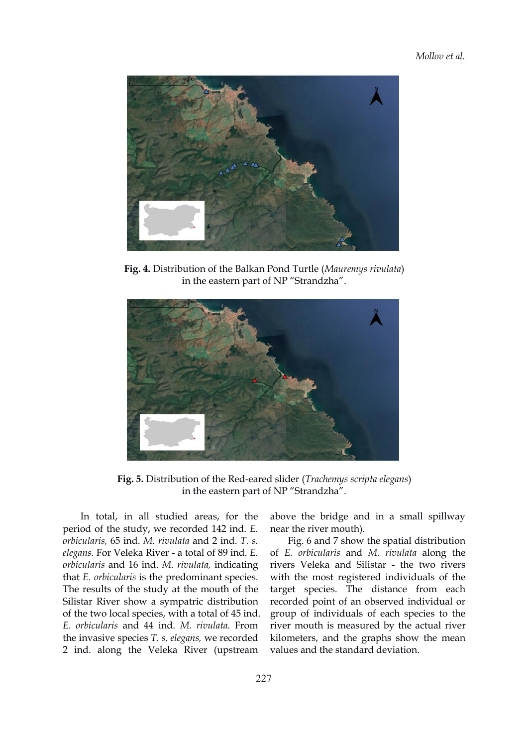**Fig. 4.** Distribution of the Balkan Pond Turtle (*Mauremys rivulata*) in the eastern part of NP "Strandzha".

**Fig. 5.** Distribution of the Red-eared slider (*Trachemys scripta elegans*) in the eastern part of NP "Strandzha".

In total, in all studied areas, for the period of the study, we recorded 142 ind. *E. orbicularis*, 65 ind. *M. rivulata* and 2 ind. *T. s. elegans.* For Veleka River - a total of 89 ind. *E. orbicularis* and 16 ind. *M. rivulata,* indicating that *E. orbicularis* is the predominant species. The results of the study at the mouth of the Silistar River show a sympatric distribution of the two local species, with a total of 45 ind. *E. orbicularis* and 44 ind. *M. rivulata.* From the invasive species *T. s. elegans,* we recorded 2 ind. along the Veleka River (upstream above the bridge and in a small spillway near the river mouth).

Fig. 6 and 7 show the spatial distribution of *E. orbicularis* and *M. rivulata* along the rivers Veleka and Silistar - the two rivers with the most registered individuals of the target species. The distance from each recorded point of an observed individual or group of individuals of each species to the river mouth is measured by the actual river kilometers, and the graphs show the mean values and the standard deviation.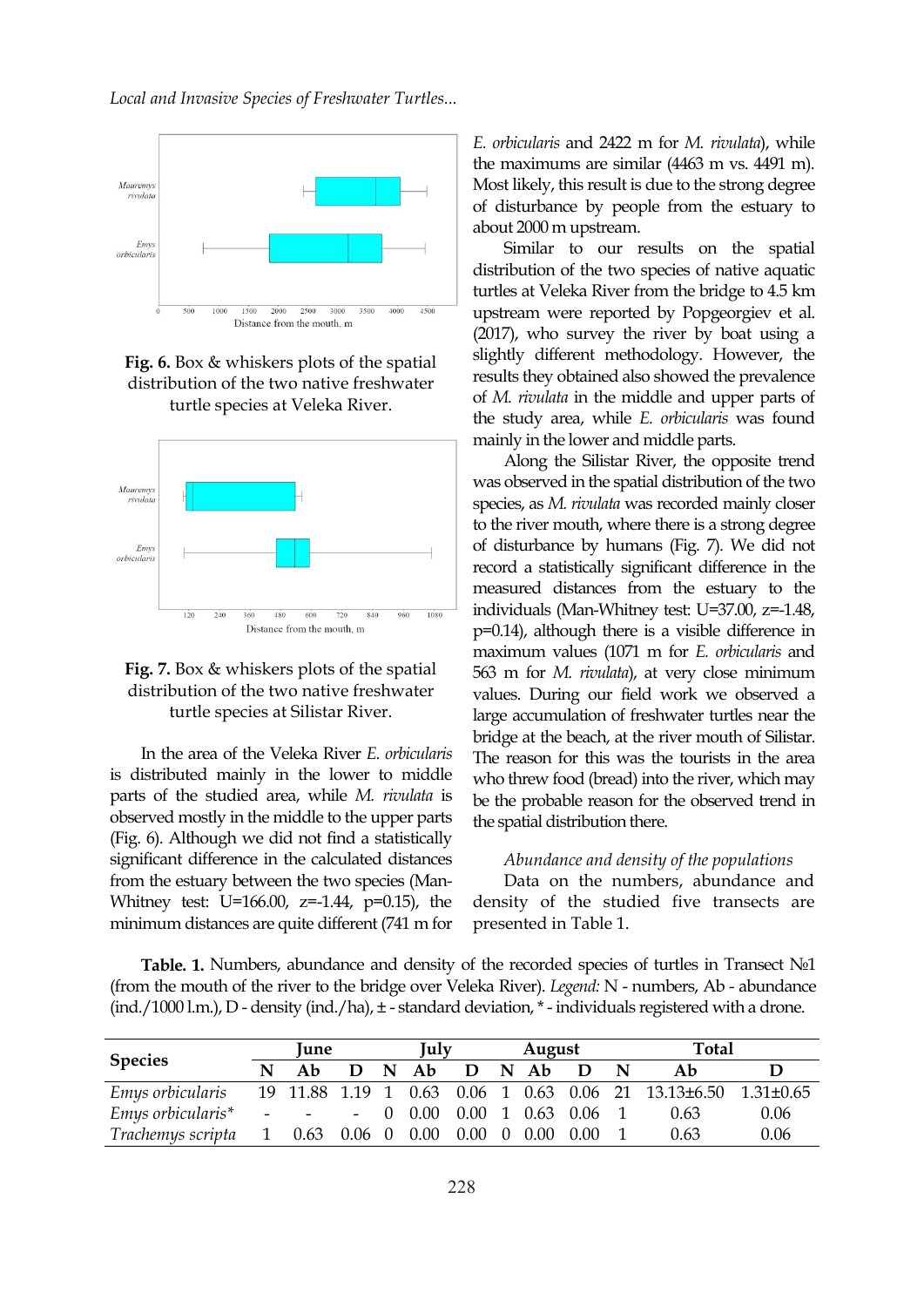**Fig. 6.** Box & whiskers plots of the spatial distribution of the two native freshwater turtle species at Veleka River.

**Fig. 7.** Box & whiskers plots of the spatial distribution of the two native freshwater turtle species at Silistar River.

In the area of the Veleka River *E. orbicularis* is distributed mainly in the lower to middle parts of the studied area, while *M. rivulata* is observed mostly in the middle to the upper parts (Fig. 6). Although we did not find a statistically significant difference in the calculated distances from the estuary between the two species (Man-Whitney test: U=166.00, z=-1.44, p=0.15), the minimum distances are quite different (741 m for *E. orbicularis* and 2422 m for *M. rivulata*), while the maximums are similar (4463 m vs. 4491 m). Most likely, this result is due to the strong degree of disturbance by people from the estuary to about 2000 m upstream.

Similar to our results on the spatial distribution of the two species of native aquatic turtles at Veleka River from the bridge to 4.5 km upstream were reported by Popgeorgiev et al. (2017), who survey the river by boat using a slightly different methodology. However, the results they obtained also showed the prevalence of *M. rivulata* in the middle and upper parts of the study area, while *E. orbicularis* was found mainly in the lower and middle parts.

Along the Silistar River, the opposite trend was observed in the spatial distribution of the two species, as *M. rivulata* was recorded mainly closer to the river mouth, where there is a strong degree of disturbance by humans (Fig. 7). We did not record a statistically significant difference in the measured distances from the estuary to the individuals (Man-Whitney test: U=37.00, z=-1.48, p=0.14), although there is a visible difference in maximum values (1071 m for *E. orbicularis* and 563 m for *M. rivulata*), at very close minimum values. During our field work we observed a large accumulation of freshwater turtles near the bridge at the beach, at the river mouth of Silistar. The reason for this was the tourists in the area who threw food (bread) into the river, which may be the probable reason for the observed trend in the spatial distribution there.

*Abundance and density of the populations*

Data on the numbers, abundance and density of the studied five transects are presented in Table 1.

**Table. 1.** Numbers, abundance and density of the recorded species of turtles in Transect №1 (from the mouth of the river to the bridge over Veleka River). *Legend:* N - numbers, Ab - abundance (ind./1000 l.m.), D - density (ind./ha), ± - standard deviation, * - individuals registered with a drone.

| Species | June | | | July | | | August | | | Total | | |
|---|---|---|---|---|---|---|---|---|---|---|---|---|
| | N | Ab | D | N | Ab | D | N | Ab | D | N | Ab | D |
| *Emys orbicularis* | 19 | 11.88 | 1.19 | 1 | 0.63 | 0.06 | 1 | 0.63 | 0.06 | 21 | 13.13±6.50 | 1.31±0.65 |
| *Emys orbicularis\** | - | - | - | 0 | 0.00 | 0.00 | 1 | 0.63 | 0.06 | 1 | 0.63 | 0.06 |
| *Trachemys scripta* | 1 | 0.63 | 0.06 | 0 | 0.00 | 0.00 | 0 | 0.00 | 0.00 | 1 | 0.63 | 0.06 |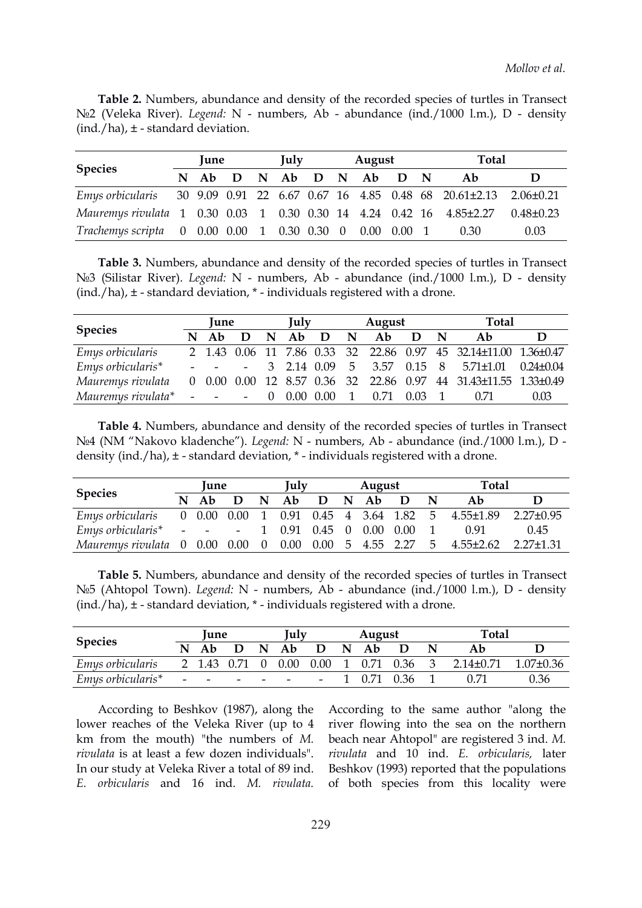**Table 2.** Numbers, abundance and density of the recorded species of turtles in Transect №2 (Veleka River). *Legend:* N - numbers, Ab - abundance (ind./1000 l.m.), D - density (ind./ha), ± - standard deviation.

| Species | June | | | July | | | August | | | Total | | |
|---|---|---|---|---|---|---|---|---|---|---|---|---|
| | N | Ab | D | N | Ab | D | N | Ab | D | N | Ab | D |
| *Emys orbicularis* | 30 | 9.09 | 0.91 | 22 | 6.67 | 0.67 | 16 | 4.85 | 0.48 | 68 | 20.61±2.13 | 2.06±0.21 |
| *Mauremys rivulata* | 1 | 0.30 | 0.03 | 1 | 0.30 | 0.30 | 14 | 4.24 | 0.42 | 16 | 4.85±2.27 | 0.48±0.23 |
| *Trachemys scripta* | 0 | 0.00 | 0.00 | 1 | 0.30 | 0.30 | 0 | 0.00 | 0.00 | 1 | 0.30 | 0.03 |

**Table 3.** Numbers, abundance and density of the recorded species of turtles in Transect №3 (Silistar River). *Legend:* N - numbers, Ab - abundance (ind./1000 l.m.), D - density (ind./ha), ± - standard deviation, * - individuals registered with a drone.

| Species | June | | | July | | | August | | | Total | | |
|---|---|---|---|---|---|---|---|---|---|---|---|---|
| | N | Ab | D | N | Ab | D | N | Ab | D | N | Ab | D |
| *Emys orbicularis* | 2 | 1.43 | 0.06 | 11 | 7.86 | 0.33 | 32 | 22.86 | 0.97 | 45 | 32.14±11.00 | 1.36±0.47 |
| *Emys orbicularis** | - | - | - | 3 | 2.14 | 0.09 | 5 | 3.57 | 0.15 | 8 | 5.71±1.01 | 0.24±0.04 |
| *Mauremys rivulata* | 0 | 0.00 | 0.00 | 12 | 8.57 | 0.36 | 32 | 22.86 | 0.97 | 44 | 31.43±11.55 | 1.33±0.49 |
| *Mauremys rivulata** | - | - | - | 0 | 0.00 | 0.00 | 1 | 0.71 | 0.03 | 1 | 0.71 | 0.03 |

**Table 4.** Numbers, abundance and density of the recorded species of turtles in Transect №4 (NM "Nakovo kladenche"). *Legend:* N - numbers, Ab - abundance (ind./1000 l.m.), D - density (ind./ha), ± - standard deviation, * - individuals registered with a drone.

| Species | June | | | July | | | August | | | Total | | |
|---|---|---|---|---|---|---|---|---|---|---|---|---|
| | N | Ab | D | N | Ab | D | N | Ab | D | N | Ab | D |
| *Emys orbicularis* | 0 | 0.00 | 0.00 | 1 | 0.91 | 0.45 | 4 | 3.64 | 1.82 | 5 | 4.55±1.89 | 2.27±0.95 |
| *Emys orbicularis** | - | - | - | 1 | 0.91 | 0.45 | 0 | 0.00 | 0.00 | 1 | 0.91 | 0.45 |
| *Mauremys rivulata* | 0 | 0.00 | 0.00 | 0 | 0.00 | 0.00 | 5 | 4.55 | 2.27 | 5 | 4.55±2.62 | 2.27±1.31 |

**Table 5.** Numbers, abundance and density of the recorded species of turtles in Transect №5 (Ahtopol Town). *Legend:* N - numbers, Ab - abundance (ind./1000 l.m.), D - density (ind./ha), ± - standard deviation, * - individuals registered with a drone.

| Species | June | | | July | | | August | | | Total | | |
|---|---|---|---|---|---|---|---|---|---|---|---|---|
| | N | Ab | D | N | Ab | D | N | Ab | D | N | Ab | D |
| *Emys orbicularis* | 2 | 1.43 | 0.71 | 0 | 0.00 | 0.00 | 1 | 0.71 | 0.36 | 3 | 2.14±0.71 | 1.07±0.36 |
| *Emys orbicularis** | - | - | - | - | - | - | 1 | 0.71 | 0.36 | 1 | 0.71 | 0.36 |

According to Beshkov (1987), along the lower reaches of the Veleka River (up to 4 km from the mouth) "the numbers of *M. rivulata* is at least a few dozen individuals". In our study at Veleka River a total of 89 ind. *E. orbicularis* and 16 ind. *M. rivulata*. According to the same author "along the river flowing into the sea on the northern beach near Ahtopol" are registered 3 ind. *M. rivulata* and 10 ind. *E. orbicularis,* later Beshkov (1993) reported that the populations of both species from this locality were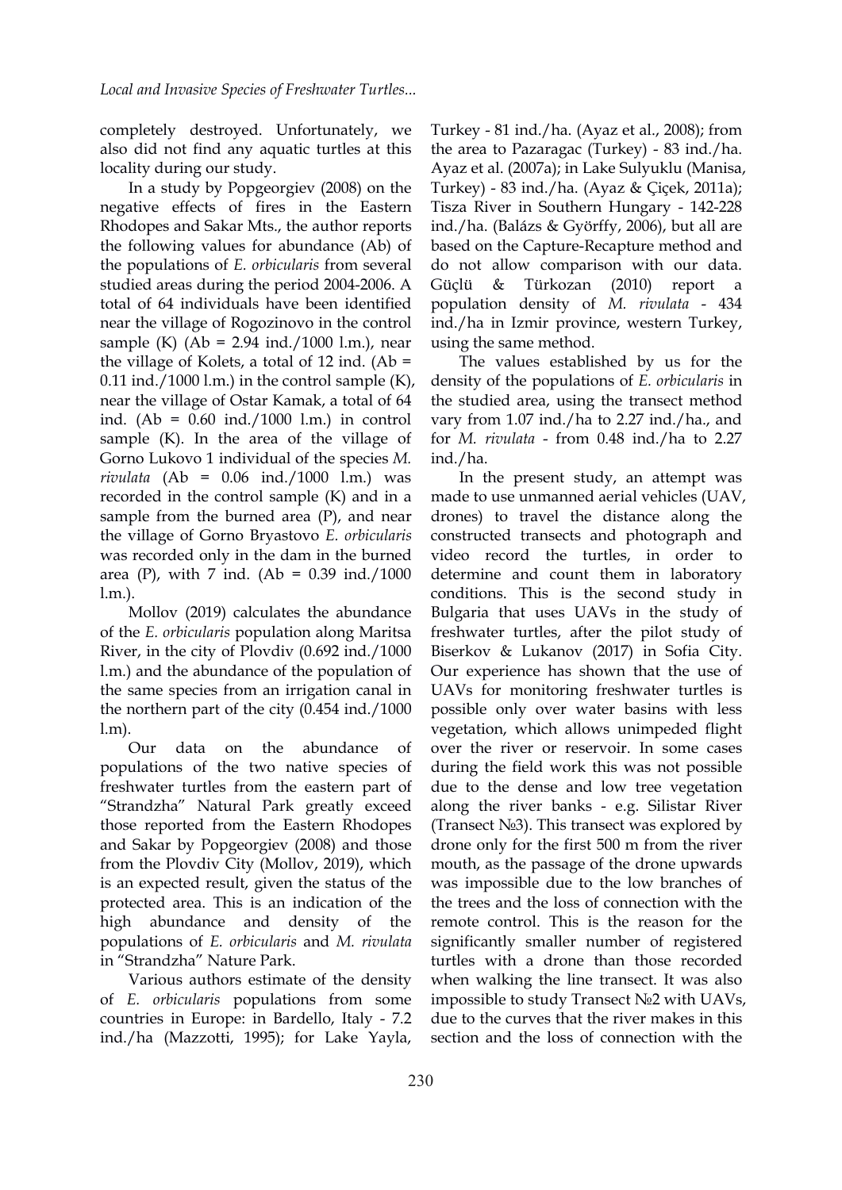completely destroyed. Unfortunately, we also did not find any aquatic turtles at this locality during our study.

In a study by Popgeorgiev (2008) on the negative effects of fires in the Eastern Rhodopes and Sakar Mts., the author reports the following values for abundance (Ab) of the populations of *E. orbicularis* from several studied areas during the period 2004-2006. A total of 64 individuals have been identified near the village of Rogozinovo in the control sample (K) (Ab = 2.94 ind./1000 l.m.), near the village of Kolets, a total of 12 ind. (Ab = 0.11 ind./1000 l.m.) in the control sample (K), near the village of Ostar Kamak, a total of 64 ind. (Ab = 0.60 ind./1000 l.m.) in control sample (K). In the area of the village of Gorno Lukovo 1 individual of the species *M. rivulata* (Ab = 0.06 ind./1000 l.m.) was recorded in the control sample (K) and in a sample from the burned area (P), and near the village of Gorno Bryastovo *E. orbicularis* was recorded only in the dam in the burned area (P), with 7 ind. (Ab = 0.39 ind./1000 l.m.).

Mollov (2019) calculates the abundance of the *E. orbicularis* population along Maritsa River, in the city of Plovdiv (0.692 ind./1000 l.m.) and the abundance of the population of the same species from an irrigation canal in the northern part of the city (0.454 ind./1000 l.m).

Our data on the abundance of populations of the two native species of freshwater turtles from the eastern part of "Strandzha" Natural Park greatly exceed those reported from the Eastern Rhodopes and Sakar by Popgeorgiev (2008) and those from the Plovdiv City (Mollov, 2019), which is an expected result, given the status of the protected area. This is an indication of the high abundance and density of the populations of *E. orbicularis* and *M. rivulata* in "Strandzha" Nature Park.

Various authors estimate of the density of *E. orbicularis* populations from some countries in Europe: in Bardello, Italy - 7.2 ind./ha (Mazzotti, 1995); for Lake Yayla, Turkey - 81 ind./ha. (Ayaz et al., 2008); from the area to Pazaragac (Turkey) - 83 ind./ha. Ayaz et al. (2007a); in Lake Sulyuklu (Manisa, Turkey) - 83 ind./ha. (Ayaz & Çiçek, 2011a); Tisza River in Southern Hungary - 142-228 ind./ha. (Balázs & Györffy, 2006), but all are based on the Capture-Recapture method and do not allow comparison with our data. Güçlü & Türkozan (2010) report a population density of *M. rivulata* - 434 ind./ha in Izmir province, western Turkey, using the same method.

The values established by us for the density of the populations of *E. orbicularis* in the studied area, using the transect method vary from 1.07 ind./ha to 2.27 ind./ha., and for *M. rivulata* - from 0.48 ind./ha to 2.27 ind./ha.

In the present study, an attempt was made to use unmanned aerial vehicles (UAV, drones) to travel the distance along the constructed transects and photograph and video record the turtles, in order to determine and count them in laboratory conditions. This is the second study in Bulgaria that uses UAVs in the study of freshwater turtles, after the pilot study of Biserkov & Lukanov (2017) in Sofia City. Our experience has shown that the use of UAVs for monitoring freshwater turtles is possible only over water basins with less vegetation, which allows unimpeded flight over the river or reservoir. In some cases during the field work this was not possible due to the dense and low tree vegetation along the river banks - e.g. Silistar River (Transect №3). This transect was explored by drone only for the first 500 m from the river mouth, as the passage of the drone upwards was impossible due to the low branches of the trees and the loss of connection with the remote control. This is the reason for the significantly smaller number of registered turtles with a drone than those recorded when walking the line transect. It was also impossible to study Transect №2 with UAVs, due to the curves that the river makes in this section and the loss of connection with the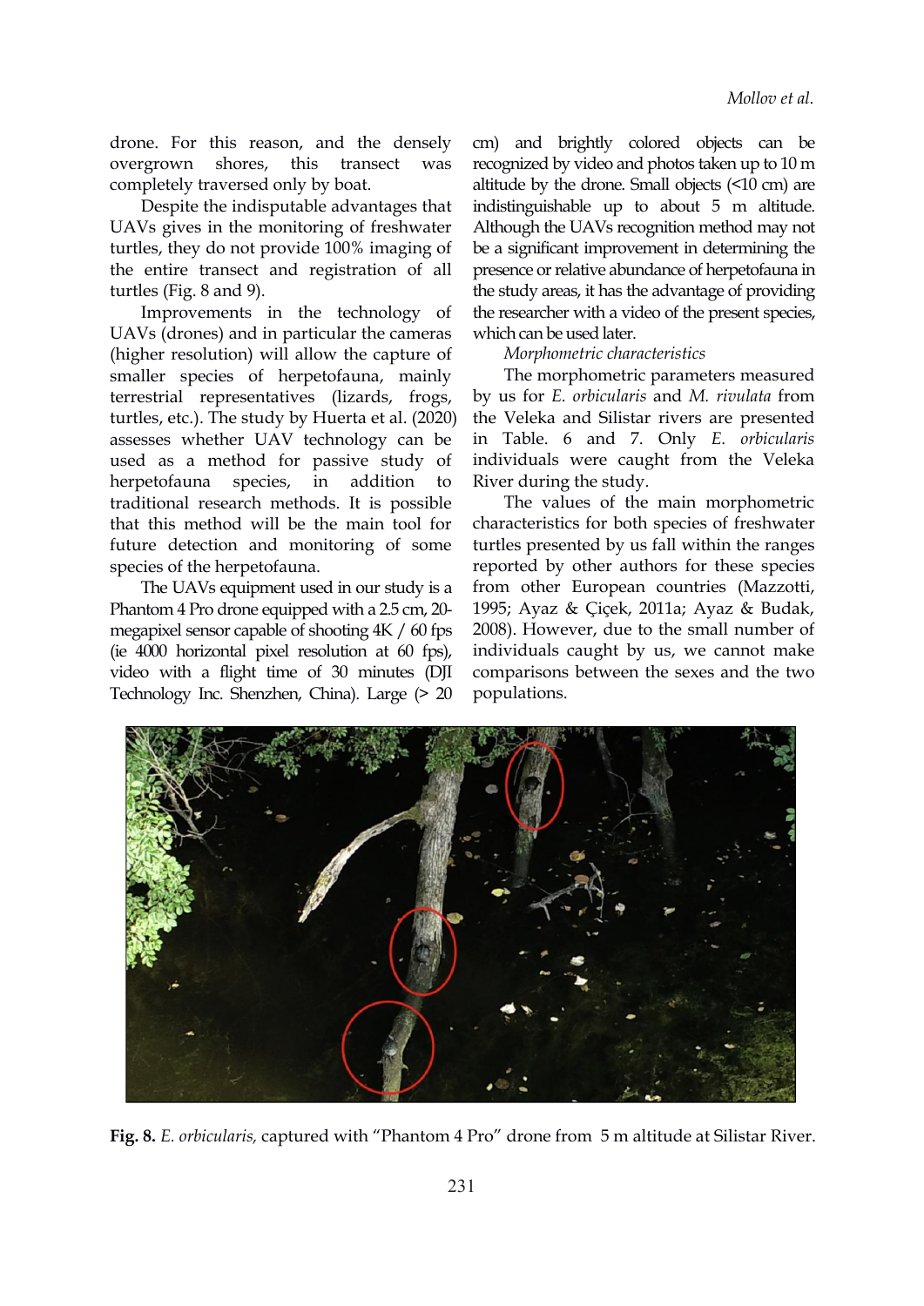drone. For this reason, and the densely overgrown shores, this transect was completely traversed only by boat.

Despite the indisputable advantages that UAVs gives in the monitoring of freshwater turtles, they do not provide 100% imaging of the entire transect and registration of all turtles (Fig. 8 and 9).

Improvements in the technology of UAVs (drones) and in particular the cameras (higher resolution) will allow the capture of smaller species of herpetofauna, mainly terrestrial representatives (lizards, frogs, turtles, etc.). The study by Huerta et al. (2020) assesses whether UAV technology can be used as a method for passive study of herpetofauna species, in addition to traditional research methods. It is possible that this method will be the main tool for future detection and monitoring of some species of the herpetofauna.

The UAVs equipment used in our study is a Phantom 4 Pro drone equipped with a 2.5 cm, 20-megapixel sensor capable of shooting 4K / 60 fps (ie 4000 horizontal pixel resolution at 60 fps), video with a flight time of 30 minutes (DJI Technology Inc. Shenzhen, China). Large (> 20 cm) and brightly colored objects can be recognized by video and photos taken up to 10 m altitude by the drone. Small objects (<10 cm) are indistinguishable up to about 5 m altitude. Although the UAVs recognition method may not be a significant improvement in determining the presence or relative abundance of herpetofauna in the study areas, it has the advantage of providing the researcher with a video of the present species, which can be used later.

*Morphometric characteristics*

The morphometric parameters measured by us for *E. orbicularis* and *M. rivulata* from the Veleka and Silistar rivers are presented in Table. 6 and 7. Only *E. orbicularis* individuals were caught from the Veleka River during the study.

The values of the main morphometric characteristics for both species of freshwater turtles presented by us fall within the ranges reported by other authors for these species from other European countries (Mazzotti, 1995; Ayaz & Çiçek, 2011a; Ayaz & Budak, 2008). However, due to the small number of individuals caught by us, we cannot make comparisons between the sexes and the two populations.

**Fig. 8.** *E. orbicularis,* captured with "Phantom 4 Pro" drone from 5 m altitude at Silistar River.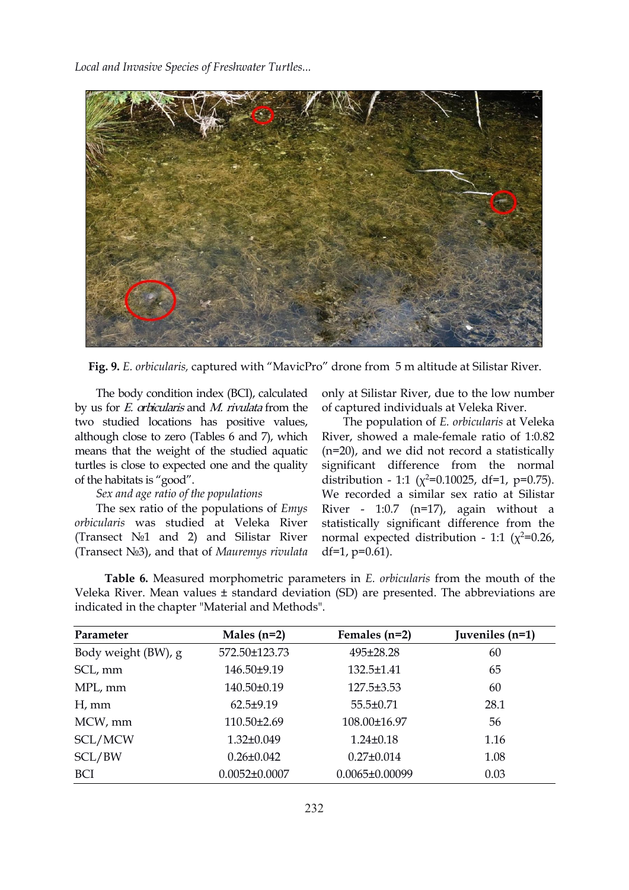**Fig. 9.** *E. orbicularis,* captured with "MavicPro" drone from 5 m altitude at Silistar River.

The body condition index (BCI), calculated by us for *E. orbicularis* and *M. rivulata* from the two studied locations has positive values, although close to zero (Tables 6 and 7), which means that the weight of the studied aquatic turtles is close to expected one and the quality of the habitats is "good".

*Sex and age ratio of the populations*

The sex ratio of the populations of *Emys orbicularis* was studied at Veleka River (Transect №1 and 2) and Silistar River (Transect №3), and that of *Mauremys rivulata* only at Silistar River, due to the low number of captured individuals at Veleka River.

The population of *E. orbicularis* at Veleka River, showed a male-female ratio of 1:0.82 (n=20), and we did not record a statistically significant difference from the normal distribution - 1:1 ($\chi^2$=0.10025, df=1, p=0.75). We recorded a similar sex ratio at Silistar River - 1:0.7 (n=17), again without a statistically significant difference from the normal expected distribution - 1:1 ($\chi^2$=0.26, df=1, p=0.61).

**Table 6.** Measured morphometric parameters in *E. orbicularis* from the mouth of the Veleka River. Mean values ± standard deviation (SD) are presented. The abbreviations are indicated in the chapter "Material and Methods".

| Parameter | Males (n=2) | Females (n=2) | Juveniles (n=1) |
|---|---|---|---|
| Body weight (BW), g | 572.50±123.73 | 495±28.28 | 60 |
| SCL, mm | 146.50±9.19 | 132.5±1.41 | 65 |
| MPL, mm | 140.50±0.19 | 127.5±3.53 | 60 |
| H, mm | 62.5±9.19 | 55.5±0.71 | 28.1 |
| MCW, mm | 110.50±2.69 | 108.00±16.97 | 56 |
| SCL/MCW | 1.32±0.049 | 1.24±0.18 | 1.16 |
| SCL/BW | 0.26±0.042 | 0.27±0.014 | 1.08 |
| BCI | 0.0052±0.0007 | 0.0065±0.00099 | 0.03 |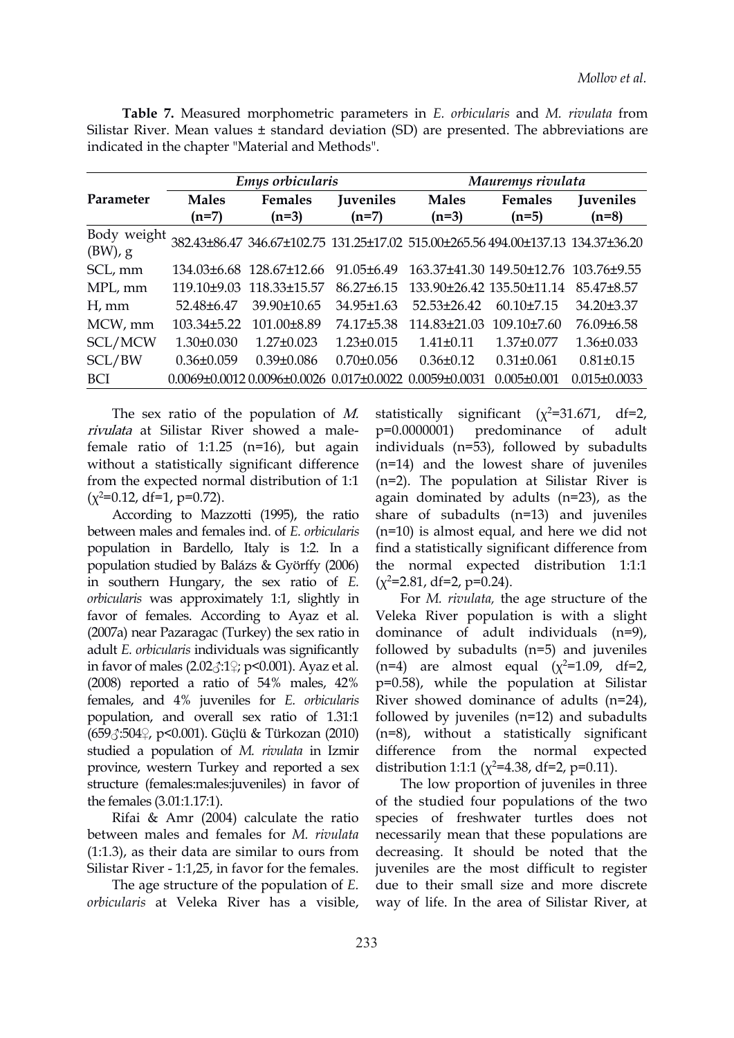**Table 7.** Measured morphometric parameters in *E. orbicularis* and *M. rivulata* from Silistar River. Mean values ± standard deviation (SD) are presented. The abbreviations are indicated in the chapter "Material and Methods".

| Parameter | *Emys orbicularis* | | | *Mauremys rivulata* | | |
|---|---|---|---|---|---|---|
| | **Males (n=7)** | **Females (n=3)** | **Juveniles (n=7)** | **Males (n=3)** | **Females (n=5)** | **Juveniles (n=8)** |
| Body weight (BW), g | 382.43±86.47 | 346.67±102.75 | 131.25±17.02 | 515.00±265.56 | 494.00±137.13 | 134.37±36.20 |
| SCL, mm | 134.03±6.68 | 128.67±12.66 | 91.05±6.49 | 163.37±41.30 | 149.50±12.76 | 103.76±9.55 |
| MPL, mm | 119.10±9.03 | 118.33±15.57 | 86.27±6.15 | 133.90±26.42 | 135.50±11.14 | 85.47±8.57 |
| H, mm | 52.48±6.47 | 39.90±10.65 | 34.95±1.63 | 52.53±26.42 | 60.10±7.15 | 34.20±3.37 |
| MCW, mm | 103.34±5.22 | 101.00±8.89 | 74.17±5.38 | 114.83±21.03 | 109.10±7.60 | 76.09±6.58 |
| SCL/MCW | 1.30±0.030 | 1.27±0.023 | 1.23±0.015 | 1.41±0.11 | 1.37±0.077 | 1.36±0.033 |
| SCL/BW | 0.36±0.059 | 0.39±0.086 | 0.70±0.056 | 0.36±0.12 | 0.31±0.061 | 0.81±0.15 |
| BCI | 0.0069±0.0012 | 0.0096±0.0026 | 0.017±0.0022 | 0.0059±0.0031 | 0.005±0.001 | 0.015±0.0033 |

The sex ratio of the population of *M. rivulata* at Silistar River showed a male-female ratio of 1:1.25 (n=16), but again without a statistically significant difference from the expected normal distribution of 1:1 ($\chi^2$=0.12, df=1, p=0.72).

According to Mazzotti (1995), the ratio between males and females ind. of *E. orbicularis* population in Bardello, Italy is 1:2. In a population studied by Balázs & Györffy (2006) in southern Hungary, the sex ratio of *E. orbicularis* was approximately 1:1, slightly in favor of females. According to Ayaz et al. (2007a) near Pazaragac (Turkey) the sex ratio in adult *E. orbicularis* individuals was significantly in favor of males (2.02♂:1♀; p<0.001). Ayaz et al. (2008) reported a ratio of 54% males, 42% females, and 4% juveniles for *E. orbicularis* population, and overall sex ratio of 1.31:1 (659♂:504♀, p<0.001). Güçlü & Türkozan (2010) studied a population of *M. rivulata* in Izmir province, western Turkey and reported a sex structure (females:males:juveniles) in favor of the females (3.01:1.17:1).

Rifai & Amr (2004) calculate the ratio between males and females for *M. rivulata* (1:1.3), as their data are similar to ours from Silistar River - 1:1,25, in favor for the females.

The age structure of the population of *E. orbicularis* at Veleka River has a visible, statistically significant ($\chi^2$=31.671, df=2, p=0.0000001) predominance of adult individuals (n=53), followed by subadults (n=14) and the lowest share of juveniles (n=2). The population at Silistar River is again dominated by adults (n=23), as the share of subadults (n=13) and juveniles (n=10) is almost equal, and here we did not find a statistically significant difference from the normal expected distribution 1:1:1 ($\chi^2$=2.81, df=2, p=0.24).

For *M. rivulata,* the age structure of the Veleka River population is with a slight dominance of adult individuals (n=9), followed by subadults (n=5) and juveniles (n=4) are almost equal ($\chi^2$=1.09, df=2, p=0.58), while the population at Silistar River showed dominance of adults (n=24), followed by juveniles (n=12) and subadults (n=8), without a statistically significant difference from the normal expected distribution 1:1:1 ($\chi^2$=4.38, df=2, p=0.11).

The low proportion of juveniles in three of the studied four populations of the two species of freshwater turtles does not necessarily mean that these populations are decreasing. It should be noted that the juveniles are the most difficult to register due to their small size and more discrete way of life. In the area of Silistar River, at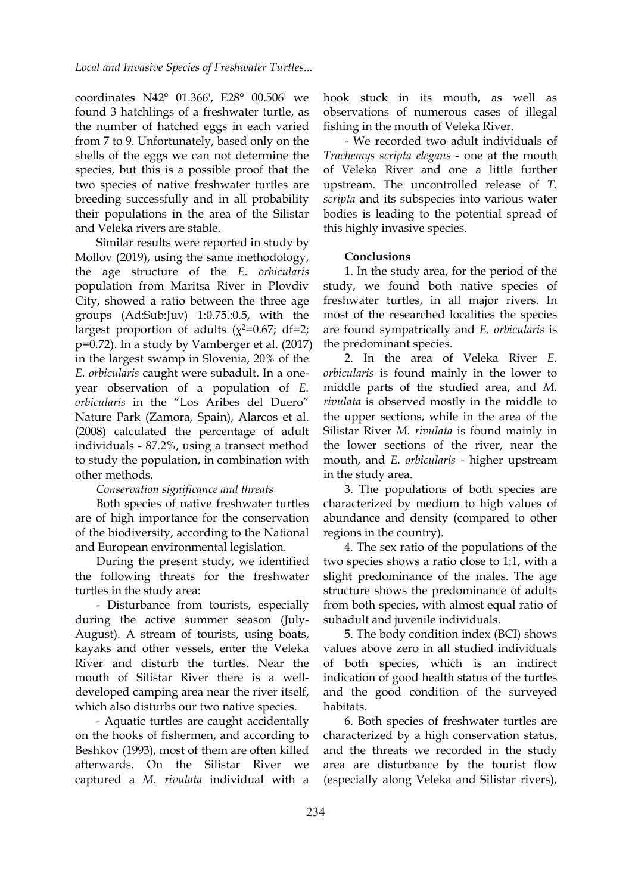coordinates N42° 01.366', E28° 00.506' we found 3 hatchlings of a freshwater turtle, as the number of hatched eggs in each varied from 7 to 9. Unfortunately, based only on the shells of the eggs we can not determine the species, but this is a possible proof that the two species of native freshwater turtles are breeding successfully and in all probability their populations in the area of the Silistar and Veleka rivers are stable.

Similar results were reported in study by Mollov (2019), using the same methodology, the age structure of the *E. orbicularis* population from Maritsa River in Plovdiv City, showed a ratio between the three age groups (Ad:Sub:Juv) 1:0.75.:0.5, with the largest proportion of adults ($\chi^2$=0.67; df=2; p=0.72). In a study by Vamberger et al. (2017) in the largest swamp in Slovenia, 20% of the *E. orbicularis* caught were subadult. In a one-year observation of a population of *E. orbicularis* in the "Los Aribes del Duero" Nature Park (Zamora, Spain), Alarcos et al. (2008) calculated the percentage of adult individuals - 87.2%, using a transect method to study the population, in combination with other methods.

*Conservation significance and threats*

Both species of native freshwater turtles are of high importance for the conservation of the biodiversity, according to the National and European environmental legislation.

During the present study, we identified the following threats for the freshwater turtles in the study area:

- Disturbance from tourists, especially during the active summer season (July-August). A stream of tourists, using boats, kayaks and other vessels, enter the Veleka River and disturb the turtles. Near the mouth of Silistar River there is a well-developed camping area near the river itself, which also disturbs our two native species.

- Aquatic turtles are caught accidentally on the hooks of fishermen, and according to Beshkov (1993), most of them are often killed afterwards. On the Silistar River we captured a *M. rivulata* individual with a hook stuck in its mouth, as well as observations of numerous cases of illegal fishing in the mouth of Veleka River.

- We recorded two adult individuals of *Trachemys scripta elegans* - one at the mouth of Veleka River and one a little further upstream. The uncontrolled release of *T. scripta* and its subspecies into various water bodies is leading to the potential spread of this highly invasive species.

**Conclusions**

1. In the study area, for the period of the study, we found both native species of freshwater turtles, in all major rivers. In most of the researched localities the species are found sympatrically and *E. orbicularis* is the predominant species.

2. In the area of Veleka River *E. orbicularis* is found mainly in the lower to middle parts of the studied area, and *M. rivulata* is observed mostly in the middle to the upper sections, while in the area of the Silistar River *M. rivulata* is found mainly in the lower sections of the river, near the mouth, and *E. orbicularis* - higher upstream in the study area.

3. The populations of both species are characterized by medium to high values of abundance and density (compared to other regions in the country).

4. The sex ratio of the populations of the two species shows a ratio close to 1:1, with a slight predominance of the males. The age structure shows the predominance of adults from both species, with almost equal ratio of subadult and juvenile individuals.

5. The body condition index (BCI) shows values above zero in all studied individuals of both species, which is an indirect indication of good health status of the turtles and the good condition of the surveyed habitats.

6. Both species of freshwater turtles are characterized by a high conservation status, and the threats we recorded in the study area are disturbance by the tourist flow (especially along Veleka and Silistar rivers),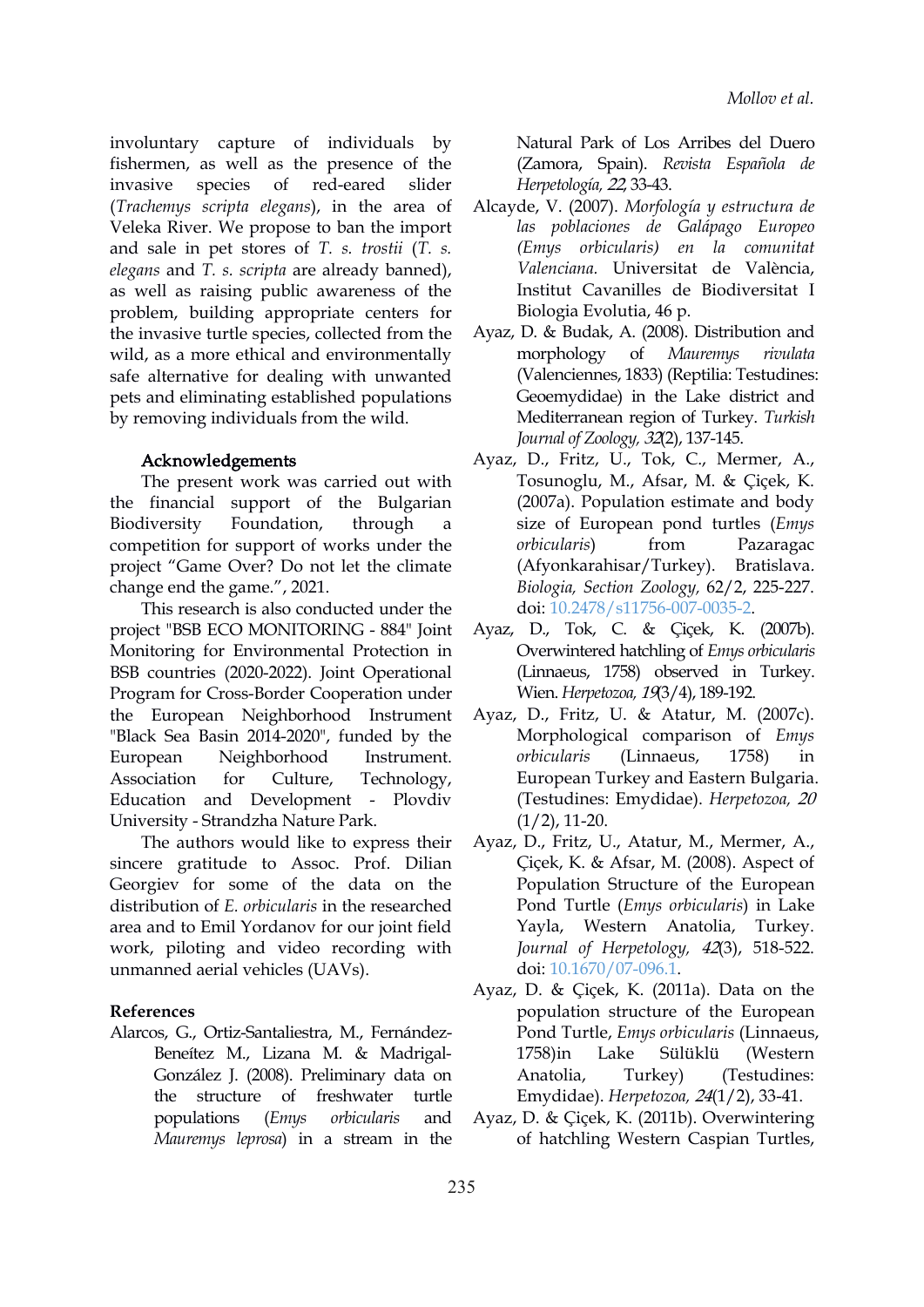involuntary capture of individuals by fishermen, as well as the presence of the invasive species of red-eared slider (*Trachemys scripta elegans*), in the area of Veleka River. We propose to ban the import and sale in pet stores of *T. s. trostii* (*T. s. elegans* and *T. s. scripta* are already banned), as well as raising public awareness of the problem, building appropriate centers for the invasive turtle species, collected from the wild, as a more ethical and environmentally safe alternative for dealing with unwanted pets and eliminating established populations by removing individuals from the wild.

## Acknowledgements

The present work was carried out with the financial support of the Bulgarian Biodiversity Foundation, through a competition for support of works under the project "Game Over? Do not let the climate change end the game.", 2021.

This research is also conducted under the project "BSB ECO MONITORING - 884" Joint Monitoring for Environmental Protection in BSB countries (2020-2022). Joint Operational Program for Cross-Border Cooperation under the European Neighborhood Instrument "Black Sea Basin 2014-2020", funded by the European Neighborhood Instrument. Association for Culture, Technology, Education and Development - Plovdiv University - Strandzha Nature Park.

The authors would like to express their sincere gratitude to Assoc. Prof. Dilian Georgiev for some of the data on the distribution of *E. orbicularis* in the researched area and to Emil Yordanov for our joint field work, piloting and video recording with unmanned aerial vehicles (UAVs).

## References

Alarcos, G., Ortiz-Santaliestra, M., Fernández-Beneítez M., Lizana M. & Madrigal-González J. (2008). Preliminary data on the structure of freshwater turtle populations (*Emys orbicularis* and *Mauremys leprosa*) in a stream in the Natural Park of Los Arribes del Duero (Zamora, Spain). *Revista Española de Herpetología, 22*, 33-43.

Alcayde, V. (2007). *Morfología y estructura de las poblaciones de Galápago Europeo (Emys orbicularis) en la comunitat Valenciana.* Universitat de València, Institut Cavanilles de Biodiversitat I Biologia Evolutia, 46 p.

Ayaz, D. & Budak, A. (2008). Distribution and morphology of *Mauremys rivulata* (Valenciennes, 1833) (Reptilia: Testudines: Geoemydidae) in the Lake district and Mediterranean region of Turkey. *Turkish Journal of Zoology, 32*(2), 137-145.

Ayaz, D., Fritz, U., Tok, C., Mermer, A., Tosunoglu, M., Afsar, M. & Çiçek, K. (2007a). Population estimate and body size of European pond turtles (*Emys orbicularis*) from Pazaragac (Afyonkarahisar/Turkey). Bratislava. *Biologia, Section Zoology,* 62/2, 225-227. doi: 10.2478/s11756-007-0035-2.

Ayaz, D., Tok, C. & Çiçek, K. (2007b). Overwintered hatchling of *Emys orbicularis* (Linnaeus, 1758) observed in Turkey. Wien. *Herpetozoa, 19*(3/4), 189-192.

Ayaz, D., Fritz, U. & Atatur, M. (2007c). Morphological comparison of *Emys orbicularis* (Linnaeus, 1758) in European Turkey and Eastern Bulgaria. (Testudines: Emydidae). *Herpetozoa, 20* (1/2), 11-20.

Ayaz, D., Fritz, U., Atatur, M., Mermer, A., Çiçek, K. & Afsar, M. (2008). Aspect of Population Structure of the European Pond Turtle (*Emys orbicularis*) in Lake Yayla, Western Anatolia, Turkey. *Journal of Herpetology, 42*(3), 518-522. doi: 10.1670/07-096.1.

Ayaz, D. & Çiçek, K. (2011a). Data on the population structure of the European Pond Turtle, *Emys orbicularis* (Linnaeus, 1758)in Lake Sülüklü (Western Anatolia, Turkey) (Testudines: Emydidae). *Herpetozoa, 24*(1/2), 33-41.

Ayaz, D. & Çiçek, K. (2011b). Overwintering of hatchling Western Caspian Turtles,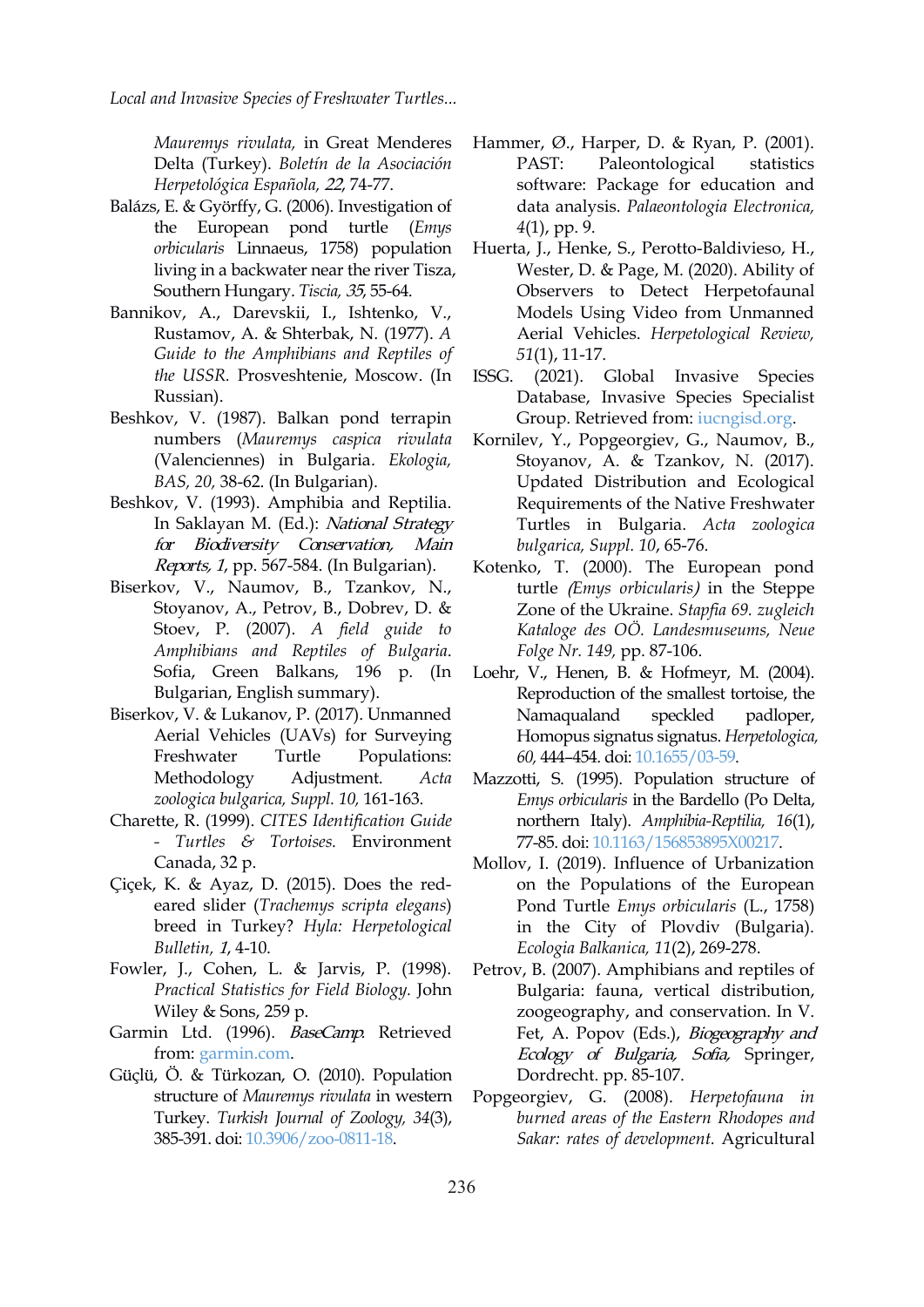*Mauremys rivulata*, in Great Menderes Delta (Turkey). *Boletín de la Asociación Herpetológica Española, 22*, 74-77.

Balázs, E. & Györffy, G. (2006). Investigation of the European pond turtle (*Emys orbicularis* Linnaeus, 1758) population living in a backwater near the river Tisza, Southern Hungary. *Tiscia, 35*, 55-64.

Bannikov, A., Darevskii, I., Ishtenko, V., Rustamov, A. & Shterbak, N. (1977). *A Guide to the Amphibians and Reptiles of the USSR*. Prosveshtenie, Moscow. (In Russian).

Beshkov, V. (1987). Balkan pond terrapin numbers (*Mauremys caspica rivulata* (Valenciennes) in Bulgaria. *Ekologia, BAS, 20*, 38-62. (In Bulgarian).

Beshkov, V. (1993). Amphibia and Reptilia. In Saklayan M. (Ed.): *National Strategy for Biodiversity Conservation, Main Reports, 1*, pp. 567-584. (In Bulgarian).

Biserkov, V., Naumov, B., Tzankov, N., Stoyanov, A., Petrov, B., Dobrev, D. & Stoev, P. (2007). *A field guide to Amphibians and Reptiles of Bulgaria*. Sofia, Green Balkans, 196 p. (In Bulgarian, English summary).

Biserkov, V. & Lukanov, P. (2017). Unmanned Aerial Vehicles (UAVs) for Surveying Freshwater Turtle Populations: Methodology Adjustment. *Acta zoologica bulgarica, Suppl. 10*, 161-163.

Charette, R. (1999). *CITES Identification Guide - Turtles & Tortoises*. Environment Canada, 32 p.

Çiçek, K. & Ayaz, D. (2015). Does the red-eared slider (*Trachemys scripta elegans*) breed in Turkey? *Hyla: Herpetological Bulletin, 1*, 4-10.

Fowler, J., Cohen, L. & Jarvis, P. (1998). *Practical Statistics for Field Biology*. John Wiley & Sons, 259 p.

Garmin Ltd. (1996). *BaseCamp*. Retrieved from: garmin.com.

Güçlü, Ö. & Türkozan, O. (2010). Population structure of *Mauremys rivulata* in western Turkey. *Turkish Journal of Zoology, 34*(3), 385-391. doi: 10.3906/zoo-0811-18.

Hammer, Ø., Harper, D. & Ryan, P. (2001). PAST: Paleontological statistics software: Package for education and data analysis. *Palaeontologia Electronica, 4*(1), pp. 9.

Huerta, J., Henke, S., Perotto-Baldivieso, H., Wester, D. & Page, M. (2020). Ability of Observers to Detect Herpetofaunal Models Using Video from Unmanned Aerial Vehicles. *Herpetological Review, 51*(1), 11-17.

ISSG. (2021). Global Invasive Species Database, Invasive Species Specialist Group. Retrieved from: iucngisd.org.

Kornilev, Y., Popgeorgiev, G., Naumov, B., Stoyanov, A. & Tzankov, N. (2017). Updated Distribution and Ecological Requirements of the Native Freshwater Turtles in Bulgaria. *Acta zoologica bulgarica, Suppl. 10*, 65-76.

Kotenko, T. (2000). The European pond turtle *(Emys orbicularis)* in the Steppe Zone of the Ukraine. *Stapfia 69. zugleich Kataloge des OÖ. Landesmuseums, Neue Folge Nr. 149*, pp. 87-106.

Loehr, V., Henen, B. & Hofmeyr, M. (2004). Reproduction of the smallest tortoise, the Namaqualand speckled padloper, Homopus signatus signatus. *Herpetologica, 60*, 444–454. doi: 10.1655/03-59.

Mazzotti, S. (1995). Population structure of *Emys orbicularis* in the Bardello (Po Delta, northern Italy). *Amphibia-Reptilia, 16*(1), 77-85. doi: 10.1163/156853895X00217.

Mollov, I. (2019). Influence of Urbanization on the Populations of the European Pond Turtle *Emys orbicularis* (L., 1758) in the City of Plovdiv (Bulgaria). *Ecologia Balkanica, 11*(2), 269-278.

Petrov, B. (2007). Amphibians and reptiles of Bulgaria: fauna, vertical distribution, zoogeography, and conservation. In V. Fet, A. Popov (Eds.), *Biogeography and Ecology of Bulgaria, Sofia*, Springer, Dordrecht. pp. 85-107.

Popgeorgiev, G. (2008). *Herpetofauna in burned areas of the Eastern Rhodopes and Sakar: rates of development.* Agricultural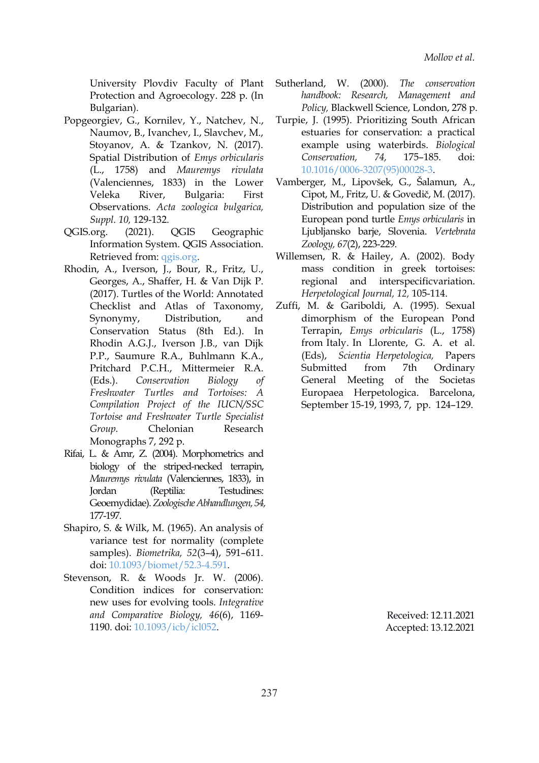University Plovdiv Faculty of Plant Protection and Agroecology. 228 p. (In Bulgarian).

Popgeorgiev, G., Kornilev, Y., Natchev, N., Naumov, B., Ivanchev, I., Slavchev, M., Stoyanov, A. & Tzankov, N. (2017). Spatial Distribution of *Emys orbicularis* (L., 1758) and *Mauremys rivulata* (Valenciennes, 1833) in the Lower Veleka River, Bulgaria: First Observations. *Acta zoologica bulgarica, Suppl. 10,* 129-132.

QGIS.org. (2021). QGIS Geographic Information System. QGIS Association. Retrieved from: qgis.org.

Rhodin, A., Iverson, J., Bour, R., Fritz, U., Georges, A., Shaffer, H. & Van Dijk P. (2017). Turtles of the World: Annotated Checklist and Atlas of Taxonomy, Synonymy, Distribution, and Conservation Status (8th Ed.). In Rhodin A.G.J., Iverson J.B., van Dijk P.P., Saumure R.A., Buhlmann K.A., Pritchard P.C.H., Mittermeier R.A. (Eds.). *Conservation Biology of Freshwater Turtles and Tortoises: A Compilation Project of the IUCN/SSC Tortoise and Freshwater Turtle Specialist Group.* Chelonian Research Monographs 7, 292 p.

Rifai, L. & Amr, Z. (2004). Morphometrics and biology of the striped-necked terrapin, *Mauremys rivulata* (Valenciennes, 1833), in Jordan (Reptilia: Testudines: Geoemydidae). *Zoologische Abhandlungen, 54,* 177-197.

Shapiro, S. & Wilk, M. (1965). An analysis of variance test for normality (complete samples). *Biometrika, 52*(3–4), 591–611. doi: 10.1093/biomet/52.3-4.591.

Stevenson, R. & Woods Jr. W. (2006). Condition indices for conservation: new uses for evolving tools. *Integrative and Comparative Biology, 46*(6), 1169-1190. doi: 10.1093/icb/icl052.

Sutherland, W. (2000). *The conservation handbook: Research, Management and Policy,* Blackwell Science, London, 278 p.

Turpie, J. (1995). Prioritizing South African estuaries for conservation: a practical example using waterbirds. *Biological Conservation, 74,* 175–185. doi: 10.1016/0006-3207(95)00028-3.

Vamberger, M., Lipovšek, G., Šalamun, A., Cipot, M., Fritz, U. & Govedič, M. (2017). Distribution and population size of the European pond turtle *Emys orbicularis* in Ljubljansko barje, Slovenia. *Vertebrata Zoology, 67*(2), 223-229.

Willemsen, R. & Hailey, A. (2002). Body mass condition in greek tortoises: regional and interspecificvariation. *Herpetological Journal, 12,* 105-114.

Zuffi, M. & Gariboldi, A. (1995). Sexual dimorphism of the European Pond Terrapin, *Emys orbicularis* (L., 1758) from Italy. In Llorente, G. A. et al. (Eds), *Scientia Herpetologica,* Papers Submitted from 7th Ordinary General Meeting of the Societas Europaea Herpetologica. Barcelona, September 15-19, 1993, 7, pp. 124–129.

Received: 12.11.2021
Accepted: 13.12.2021